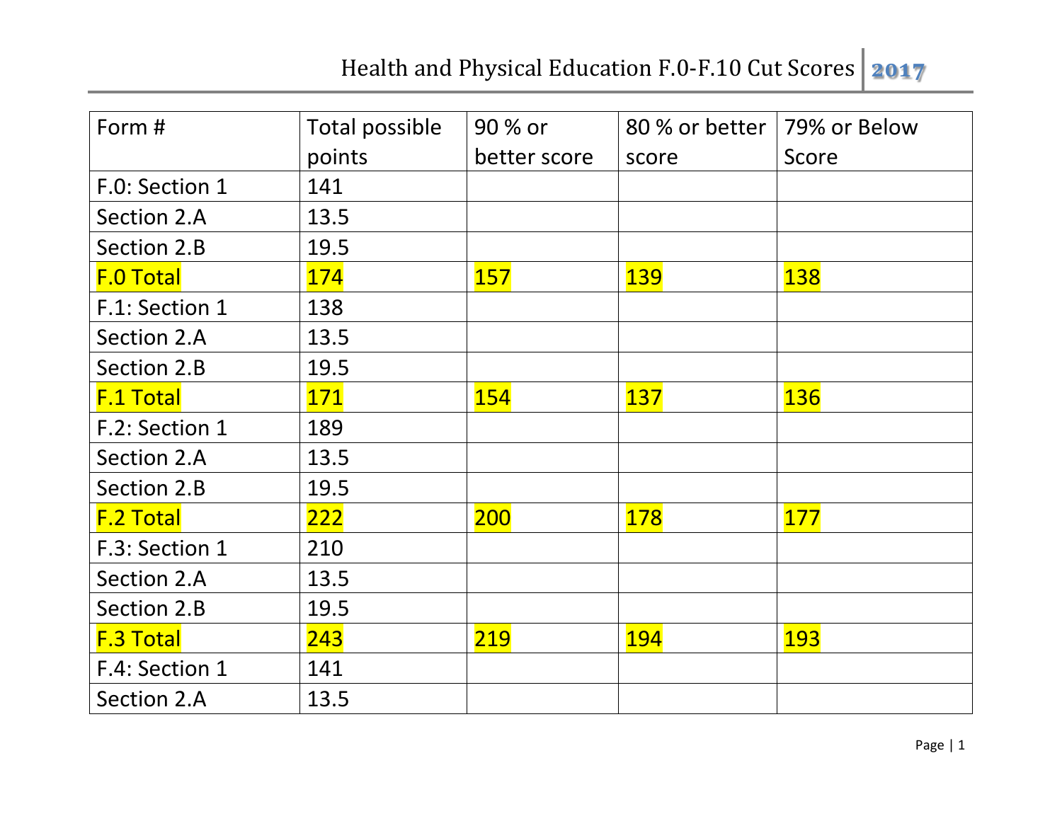# Health and Physical Education F.0-F.10 Cut Scores 2017

| Form # | Total possible points | 90 % or better score | 80 % or better score | 79% or Below Score |
|---|---|---|---|---|
| F.0: Section 1 | 141 | | | |
| Section 2.A | 13.5 | | | |
| Section 2.B | 19.5 | | | |
| F.0 Total | 174 | 157 | 139 | 138 |
| F.1: Section 1 | 138 | | | |
| Section 2.A | 13.5 | | | |
| Section 2.B | 19.5 | | | |
| F.1 Total | 171 | 154 | 137 | 136 |
| F.2: Section 1 | 189 | | | |
| Section 2.A | 13.5 | | | |
| Section 2.B | 19.5 | | | |
| F.2 Total | 222 | 200 | 178 | 177 |
| F.3: Section 1 | 210 | | | |
| Section 2.A | 13.5 | | | |
| Section 2.B | 19.5 | | | |
| F.3 Total | 243 | 219 | 194 | 193 |
| F.4: Section 1 | 141 | | | |
| Section 2.A | 13.5 | | | |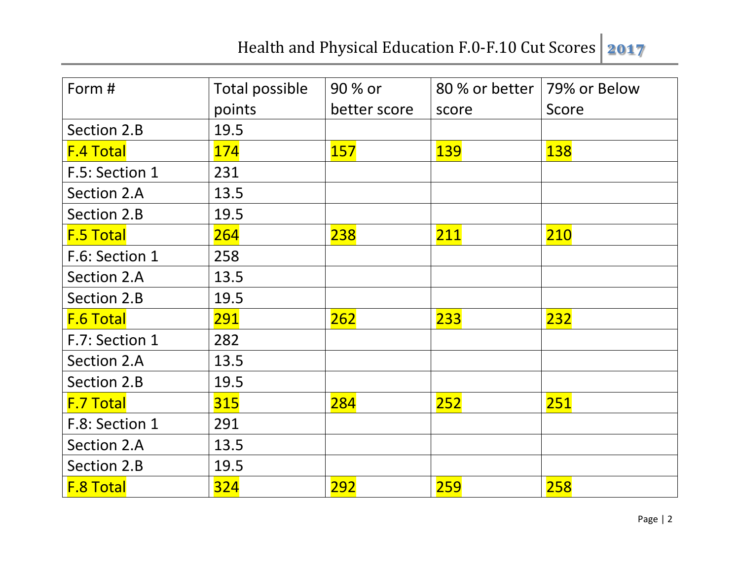| Form # | Total possible points | 90 % or better score | 80 % or better score | 79% or Below Score |
|---|---|---|---|---|
| Section 2.B | 19.5 | | | |
| F.4 Total | 174 | 157 | 139 | 138 |
| F.5: Section 1 | 231 | | | |
| Section 2.A | 13.5 | | | |
| Section 2.B | 19.5 | | | |
| F.5 Total | 264 | 238 | 211 | 210 |
| F.6: Section 1 | 258 | | | |
| Section 2.A | 13.5 | | | |
| Section 2.B | 19.5 | | | |
| F.6 Total | 291 | 262 | 233 | 232 |
| F.7: Section 1 | 282 | | | |
| Section 2.A | 13.5 | | | |
| Section 2.B | 19.5 | | | |
| F.7 Total | 315 | 284 | 252 | 251 |
| F.8: Section 1 | 291 | | | |
| Section 2.A | 13.5 | | | |
| Section 2.B | 19.5 | | | |
| F.8 Total | 324 | 292 | 259 | 258 |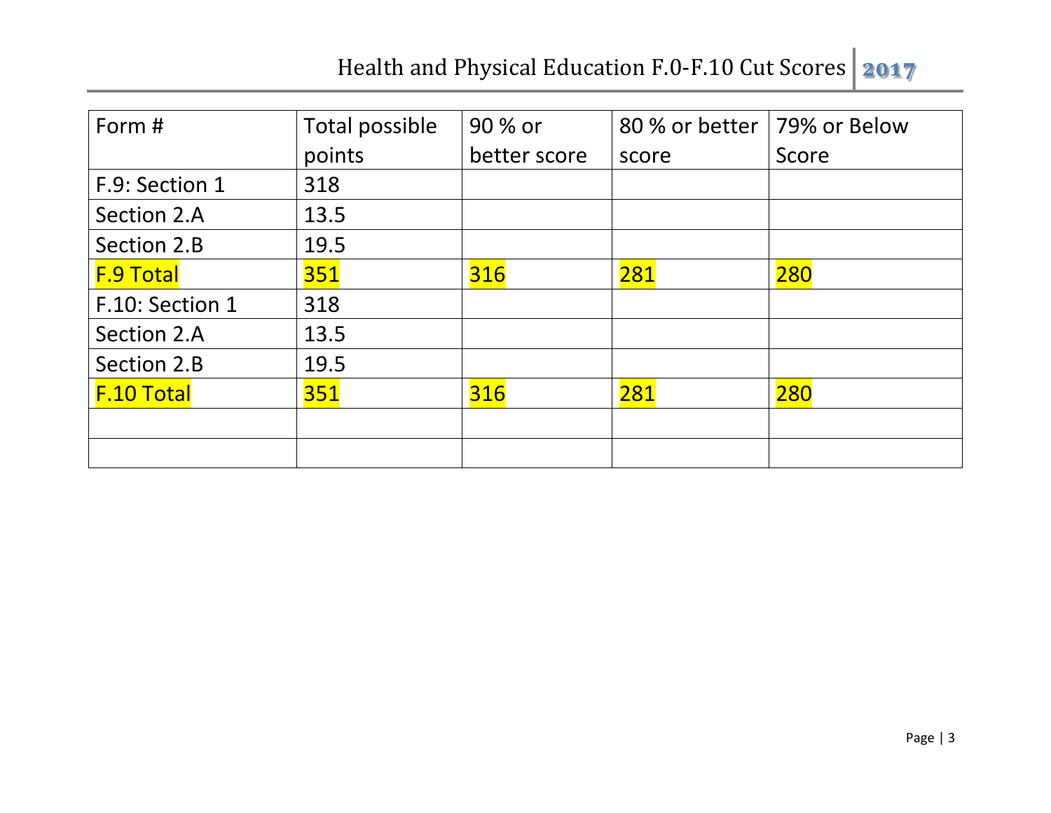| Form # | Total possible points | 90 % or better score | 80 % or better score | 79% or Below Score |
|---|---|---|---|---|
| F.9: Section 1 | 318 | | | |
| Section 2.A | 13.5 | | | |
| Section 2.B | 19.5 | | | |
| F.9 Total | 351 | 316 | 281 | 280 |
| F.10: Section 1 | 318 | | | |
| Section 2.A | 13.5 | | | |
| Section 2.B | 19.5 | | | |
| F.10 Total | 351 | 316 | 281 | 280 |
| | | | | |
| | | | | |